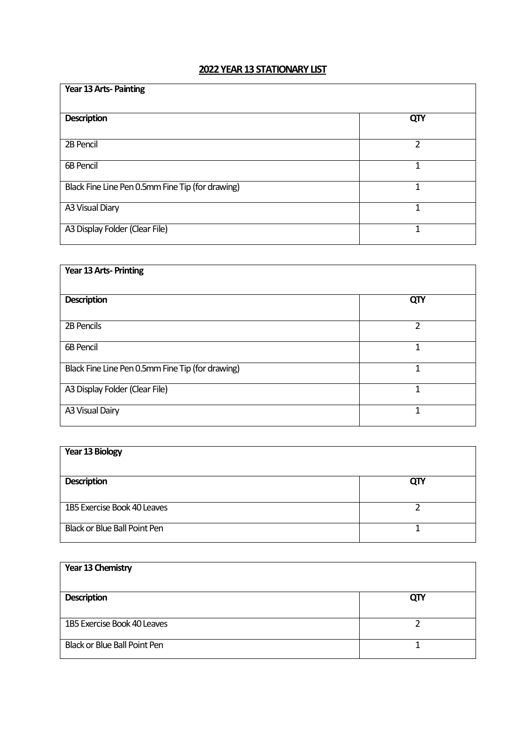# 2022 YEAR 13 STATIONARY LIST

| Year 13 Arts- Painting | |
|---|---|
| **Description** | **QTY** |
| 2B Pencil | 2 |
| 6B Pencil | 1 |
| Black Fine Line Pen 0.5mm Fine Tip (for drawing) | 1 |
| A3 Visual Diary | 1 |
| A3 Display Folder (Clear File) | 1 |

| Year 13 Arts- Printing | |
|---|---|
| **Description** | **QTY** |
| 2B Pencils | 2 |
| 6B Pencil | 1 |
| Black Fine Line Pen 0.5mm Fine Tip (for drawing) | 1 |
| A3 Display Folder (Clear File) | 1 |
| A3 Visual Dairy | 1 |

| Year 13 Biology | |
|---|---|
| **Description** | **QTY** |
| 1B5 Exercise Book 40 Leaves | 2 |
| Black or Blue Ball Point Pen | 1 |

| Year 13 Chemistry | |
|---|---|
| **Description** | **QTY** |
| 1B5 Exercise Book 40 Leaves | 2 |
| Black or Blue Ball Point Pen | 1 |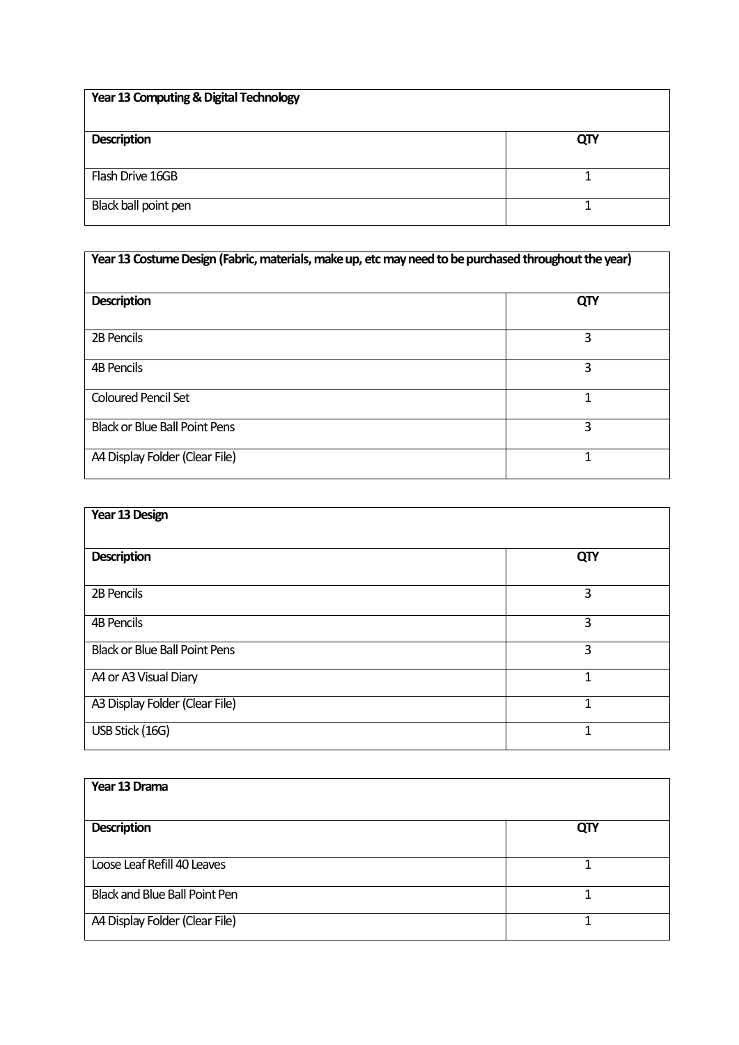| Year 13 Computing & Digital Technology | |
|---|---|
| **Description** | **QTY** |
| Flash Drive 16GB | 1 |
| Black ball point pen | 1 |

| Year 13 Costume Design (Fabric, materials, make up, etc may need to be purchased throughout the year) | |
|---|---|
| **Description** | **QTY** |
| 2B Pencils | 3 |
| 4B Pencils | 3 |
| Coloured Pencil Set | 1 |
| Black or Blue Ball Point Pens | 3 |
| A4 Display Folder (Clear File) | 1 |

| Year 13 Design | |
|---|---|
| **Description** | **QTY** |
| 2B Pencils | 3 |
| 4B Pencils | 3 |
| Black or Blue Ball Point Pens | 3 |
| A4 or A3 Visual Diary | 1 |
| A3 Display Folder (Clear File) | 1 |
| USB Stick (16G) | 1 |

| Year 13 Drama | |
|---|---|
| **Description** | **QTY** |
| Loose Leaf Refill 40 Leaves | 1 |
| Black and Blue Ball Point Pen | 1 |
| A4 Display Folder (Clear File) | 1 |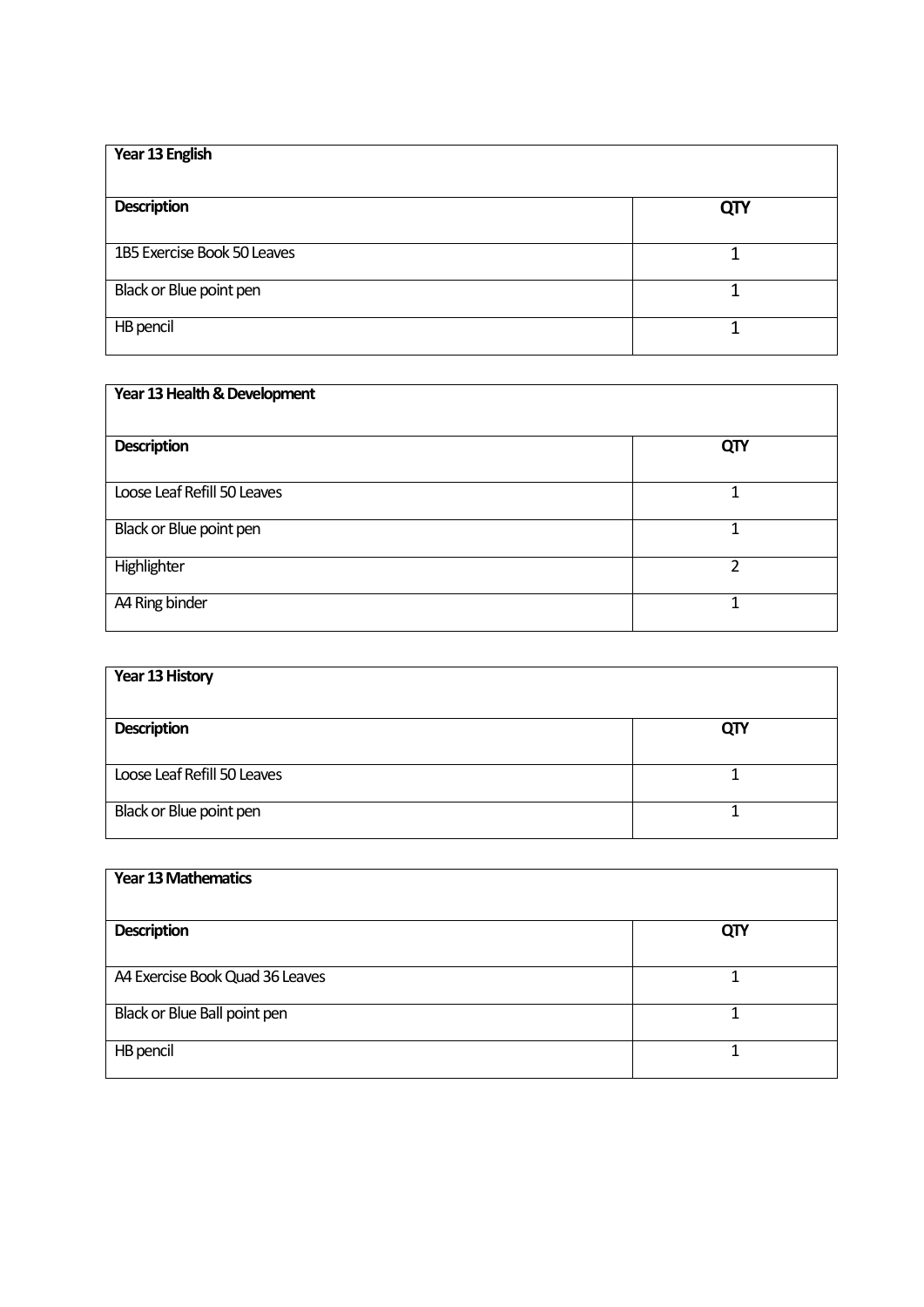| Year 13 English | |
|---|---|
| **Description** | **QTY** |
| 1B5 Exercise Book 50 Leaves | 1 |
| Black or Blue point pen | 1 |
| HB pencil | 1 |

| Year 13 Health & Development | |
|---|---|
| **Description** | **QTY** |
| Loose Leaf Refill 50 Leaves | 1 |
| Black or Blue point pen | 1 |
| Highlighter | 2 |
| A4 Ring binder | 1 |

| Year 13 History | |
|---|---|
| **Description** | **QTY** |
| Loose Leaf Refill 50 Leaves | 1 |
| Black or Blue point pen | 1 |

| Year 13 Mathematics | |
|---|---|
| **Description** | **QTY** |
| A4 Exercise Book Quad 36 Leaves | 1 |
| Black or Blue Ball point pen | 1 |
| HB pencil | 1 |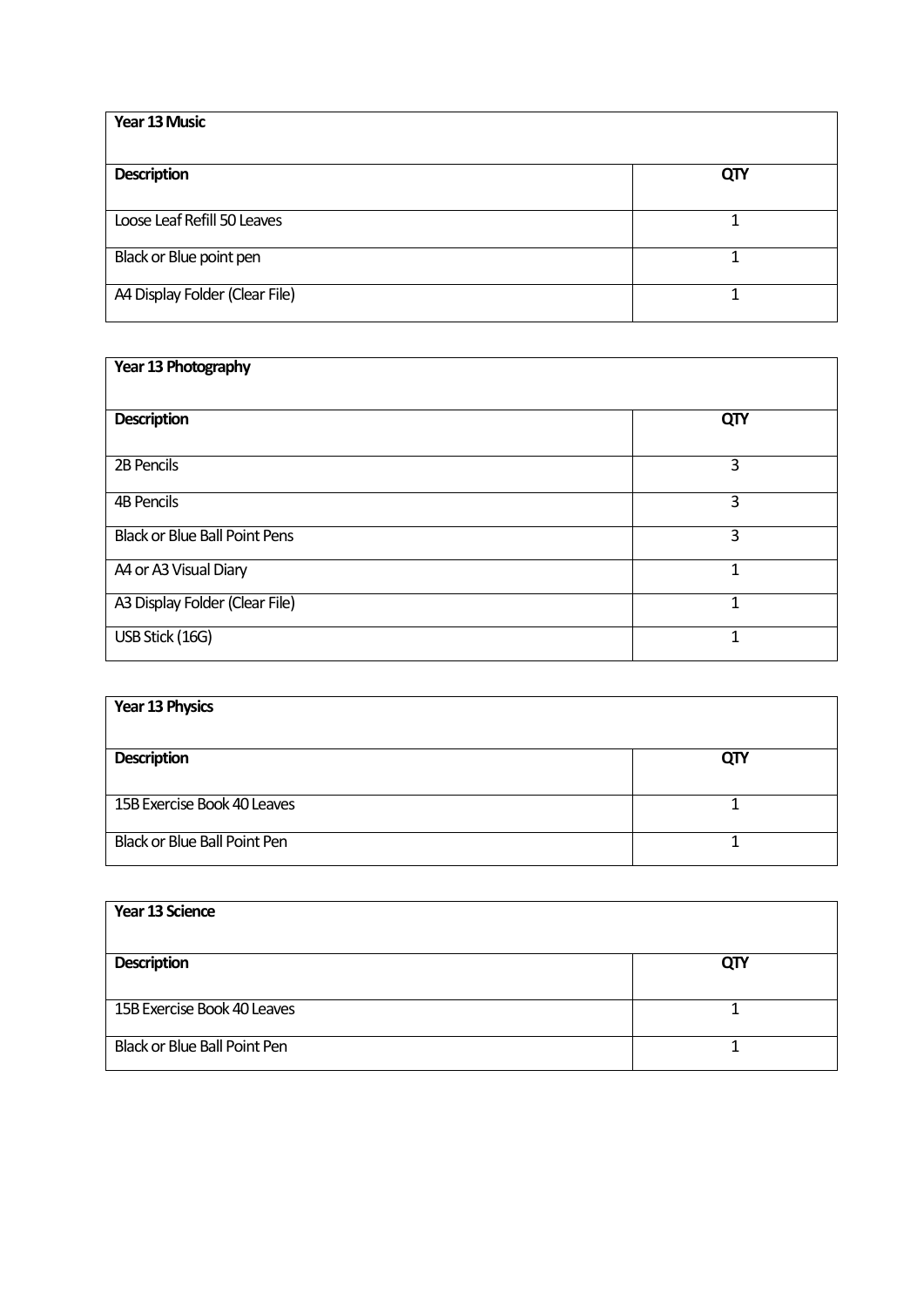| Year 13 Music | |
|---|---|
| **Description** | **QTY** |
| Loose Leaf Refill 50 Leaves | 1 |
| Black or Blue point pen | 1 |
| A4 Display Folder (Clear File) | 1 |

| Year 13 Photography | |
|---|---|
| **Description** | **QTY** |
| 2B Pencils | 3 |
| 4B Pencils | 3 |
| Black or Blue Ball Point Pens | 3 |
| A4 or A3 Visual Diary | 1 |
| A3 Display Folder (Clear File) | 1 |
| USB Stick (16G) | 1 |

| Year 13 Physics | |
|---|---|
| **Description** | **QTY** |
| 15B Exercise Book 40 Leaves | 1 |
| Black or Blue Ball Point Pen | 1 |

| Year 13 Science | |
|---|---|
| **Description** | **QTY** |
| 15B Exercise Book 40 Leaves | 1 |
| Black or Blue Ball Point Pen | 1 |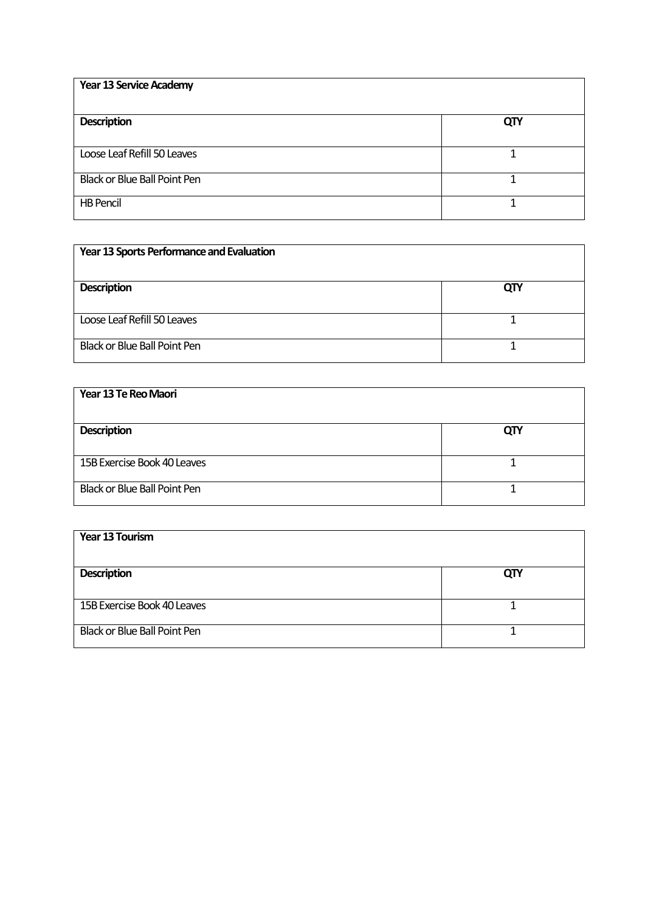| Year 13 Service Academy | |
|---|---|
| **Description** | **QTY** |
| Loose Leaf Refill 50 Leaves | 1 |
| Black or Blue Ball Point Pen | 1 |
| HB Pencil | 1 |

| Year 13 Sports Performance and Evaluation | |
|---|---|
| **Description** | **QTY** |
| Loose Leaf Refill 50 Leaves | 1 |
| Black or Blue Ball Point Pen | 1 |

| Year 13 Te Reo Maori | |
|---|---|
| **Description** | **QTY** |
| 15B Exercise Book 40 Leaves | 1 |
| Black or Blue Ball Point Pen | 1 |

| Year 13 Tourism | |
|---|---|
| **Description** | **QTY** |
| 15B Exercise Book 40 Leaves | 1 |
| Black or Blue Ball Point Pen | 1 |